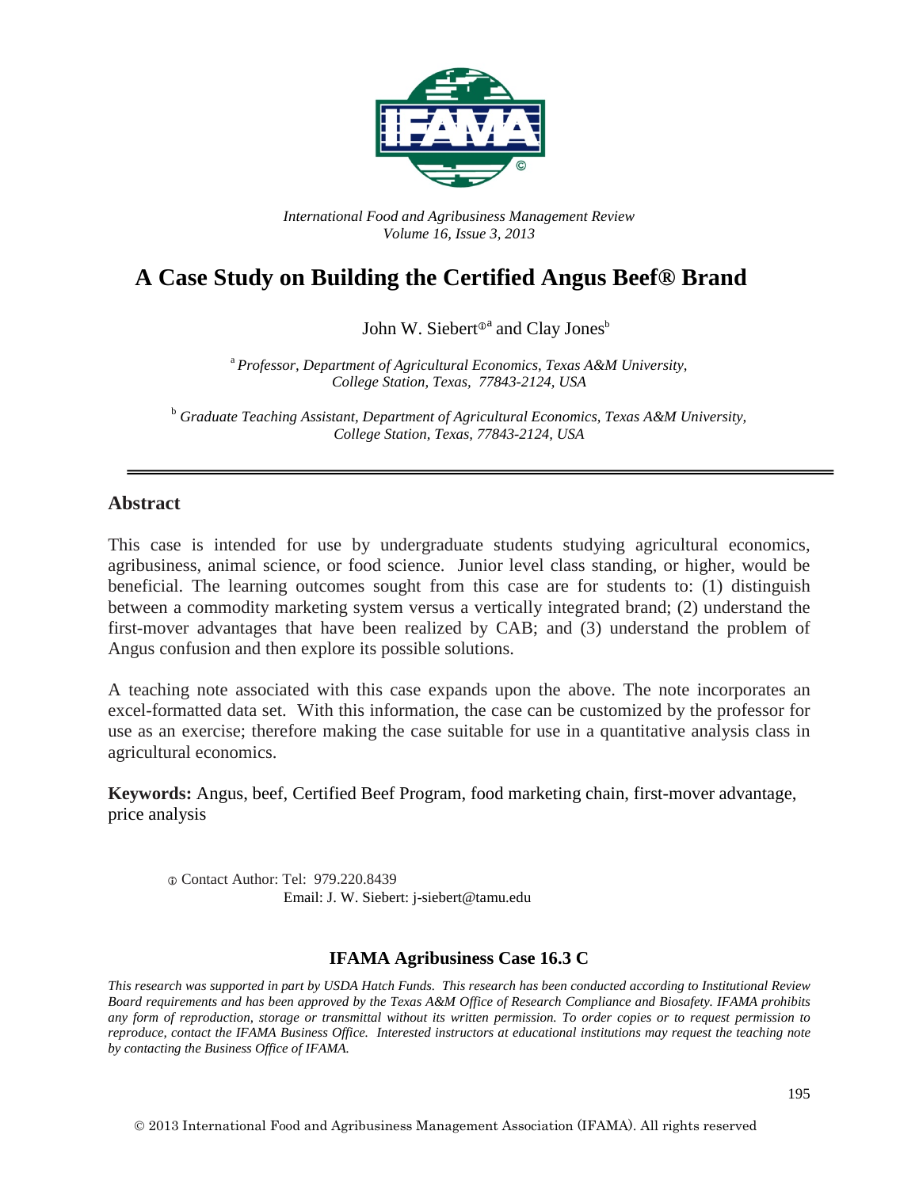*International Food and Agribusiness Management Review*
*Volume 16, Issue 3, 2013*

# A Case Study on Building the Certified Angus Beef® Brand

John W. Siebert[①a] and Clay Jones[b]

[a] *Professor, Department of Agricultural Economics, Texas A&M University, College Station, Texas, 77843-2124, USA*

[b] *Graduate Teaching Assistant, Department of Agricultural Economics, Texas A&M University, College Station, Texas, 77843-2124, USA*

---

## Abstract

This case is intended for use by undergraduate students studying agricultural economics, agribusiness, animal science, or food science. Junior level class standing, or higher, would be beneficial. The learning outcomes sought from this case are for students to: (1) distinguish between a commodity marketing system versus a vertically integrated brand; (2) understand the first-mover advantages that have been realized by CAB; and (3) understand the problem of Angus confusion and then explore its possible solutions.

A teaching note associated with this case expands upon the above. The note incorporates an excel-formatted data set. With this information, the case can be customized by the professor for use as an exercise; therefore making the case suitable for use in a quantitative analysis class in agricultural economics.

**Keywords:** Angus, beef, Certified Beef Program, food marketing chain, first-mover advantage, price analysis

① Contact Author: Tel: 979.220.8439
Email: J. W. Siebert: j-siebert@tamu.edu

**IFAMA Agribusiness Case 16.3 C**

*This research was supported in part by USDA Hatch Funds. This research has been conducted according to Institutional Review Board requirements and has been approved by the Texas A&M Office of Research Compliance and Biosafety. IFAMA prohibits any form of reproduction, storage or transmittal without its written permission. To order copies or to request permission to reproduce, contact the IFAMA Business Office. Interested instructors at educational institutions may request the teaching note by contacting the Business Office of IFAMA.*

© 2013 International Food and Agribusiness Management Association (IFAMA). All rights reserved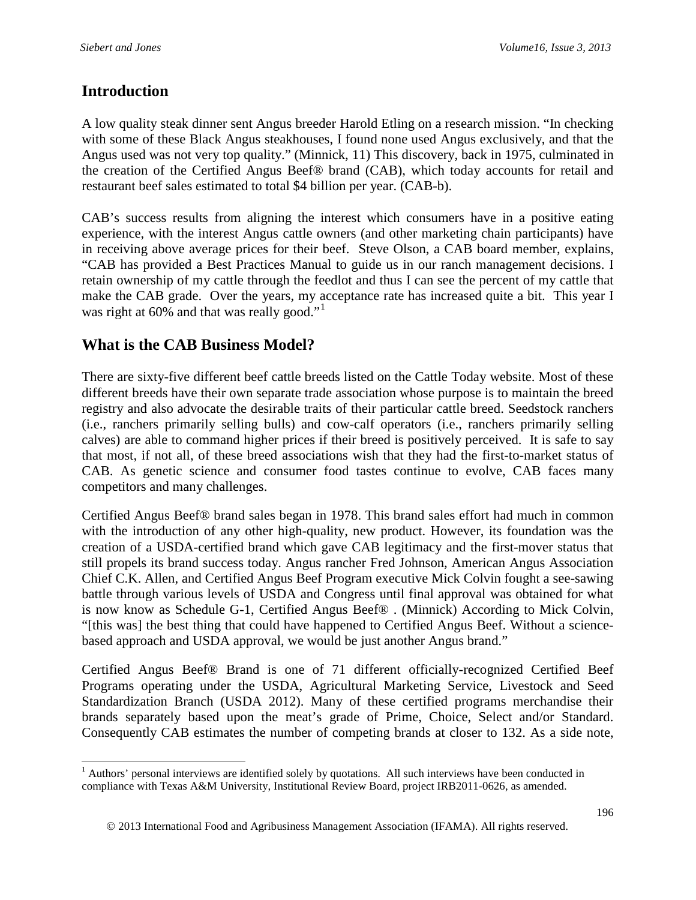## Introduction

A low quality steak dinner sent Angus breeder Harold Etling on a research mission. “In checking with some of these Black Angus steakhouses, I found none used Angus exclusively, and that the Angus used was not very top quality.” (Minnick, 11) This discovery, back in 1975, culminated in the creation of the Certified Angus Beef® brand (CAB), which today accounts for retail and restaurant beef sales estimated to total $4 billion per year. (CAB-b).

CAB’s success results from aligning the interest which consumers have in a positive eating experience, with the interest Angus cattle owners (and other marketing chain participants) have in receiving above average prices for their beef. Steve Olson, a CAB board member, explains, “CAB has provided a Best Practices Manual to guide us in our ranch management decisions. I retain ownership of my cattle through the feedlot and thus I can see the percent of my cattle that make the CAB grade. Over the years, my acceptance rate has increased quite a bit. This year I was right at 60% and that was really good.”[1]

## What is the CAB Business Model?

There are sixty-five different beef cattle breeds listed on the Cattle Today website. Most of these different breeds have their own separate trade association whose purpose is to maintain the breed registry and also advocate the desirable traits of their particular cattle breed. Seedstock ranchers (i.e., ranchers primarily selling bulls) and cow-calf operators (i.e., ranchers primarily selling calves) are able to command higher prices if their breed is positively perceived. It is safe to say that most, if not all, of these breed associations wish that they had the first-to-market status of CAB. As genetic science and consumer food tastes continue to evolve, CAB faces many competitors and many challenges.

Certified Angus Beef® brand sales began in 1978. This brand sales effort had much in common with the introduction of any other high-quality, new product. However, its foundation was the creation of a USDA-certified brand which gave CAB legitimacy and the first-mover status that still propels its brand success today. Angus rancher Fred Johnson, American Angus Association Chief C.K. Allen, and Certified Angus Beef Program executive Mick Colvin fought a see-sawing battle through various levels of USDA and Congress until final approval was obtained for what is now know as Schedule G-1, Certified Angus Beef® . (Minnick) According to Mick Colvin, “[this was] the best thing that could have happened to Certified Angus Beef. Without a science-based approach and USDA approval, we would be just another Angus brand.”

Certified Angus Beef® Brand is one of 71 different officially-recognized Certified Beef Programs operating under the USDA, Agricultural Marketing Service, Livestock and Seed Standardization Branch (USDA 2012). Many of these certified programs merchandise their brands separately based upon the meat’s grade of Prime, Choice, Select and/or Standard. Consequently CAB estimates the number of competing brands at closer to 132. As a side note,

[1] Authors’ personal interviews are identified solely by quotations. All such interviews have been conducted in compliance with Texas A&M University, Institutional Review Board, project IRB2011-0626, as amended.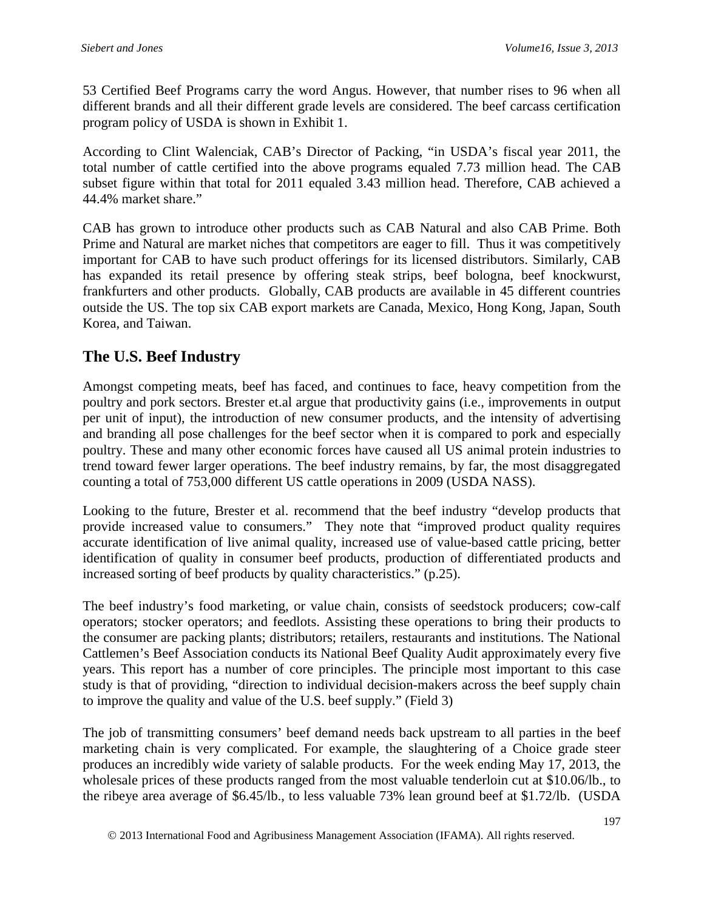53 Certified Beef Programs carry the word Angus. However, that number rises to 96 when all different brands and all their different grade levels are considered. The beef carcass certification program policy of USDA is shown in Exhibit 1.

According to Clint Walenciak, CAB's Director of Packing, "in USDA's fiscal year 2011, the total number of cattle certified into the above programs equaled 7.73 million head. The CAB subset figure within that total for 2011 equaled 3.43 million head. Therefore, CAB achieved a 44.4% market share."

CAB has grown to introduce other products such as CAB Natural and also CAB Prime. Both Prime and Natural are market niches that competitors are eager to fill. Thus it was competitively important for CAB to have such product offerings for its licensed distributors. Similarly, CAB has expanded its retail presence by offering steak strips, beef bologna, beef knockwurst, frankfurters and other products. Globally, CAB products are available in 45 different countries outside the US. The top six CAB export markets are Canada, Mexico, Hong Kong, Japan, South Korea, and Taiwan.

## The U.S. Beef Industry

Amongst competing meats, beef has faced, and continues to face, heavy competition from the poultry and pork sectors. Brester et.al argue that productivity gains (i.e., improvements in output per unit of input), the introduction of new consumer products, and the intensity of advertising and branding all pose challenges for the beef sector when it is compared to pork and especially poultry. These and many other economic forces have caused all US animal protein industries to trend toward fewer larger operations. The beef industry remains, by far, the most disaggregated counting a total of 753,000 different US cattle operations in 2009 (USDA NASS).

Looking to the future, Brester et al. recommend that the beef industry "develop products that provide increased value to consumers." They note that "improved product quality requires accurate identification of live animal quality, increased use of value-based cattle pricing, better identification of quality in consumer beef products, production of differentiated products and increased sorting of beef products by quality characteristics." (p.25).

The beef industry's food marketing, or value chain, consists of seedstock producers; cow-calf operators; stocker operators; and feedlots. Assisting these operations to bring their products to the consumer are packing plants; distributors; retailers, restaurants and institutions. The National Cattlemen's Beef Association conducts its National Beef Quality Audit approximately every five years. This report has a number of core principles. The principle most important to this case study is that of providing, "direction to individual decision-makers across the beef supply chain to improve the quality and value of the U.S. beef supply." (Field 3)

The job of transmitting consumers' beef demand needs back upstream to all parties in the beef marketing chain is very complicated. For example, the slaughtering of a Choice grade steer produces an incredibly wide variety of salable products. For the week ending May 17, 2013, the wholesale prices of these products ranged from the most valuable tenderloin cut at $10.06/lb., to the ribeye area average of $6.45/lb., to less valuable 73% lean ground beef at $1.72/lb. (USDA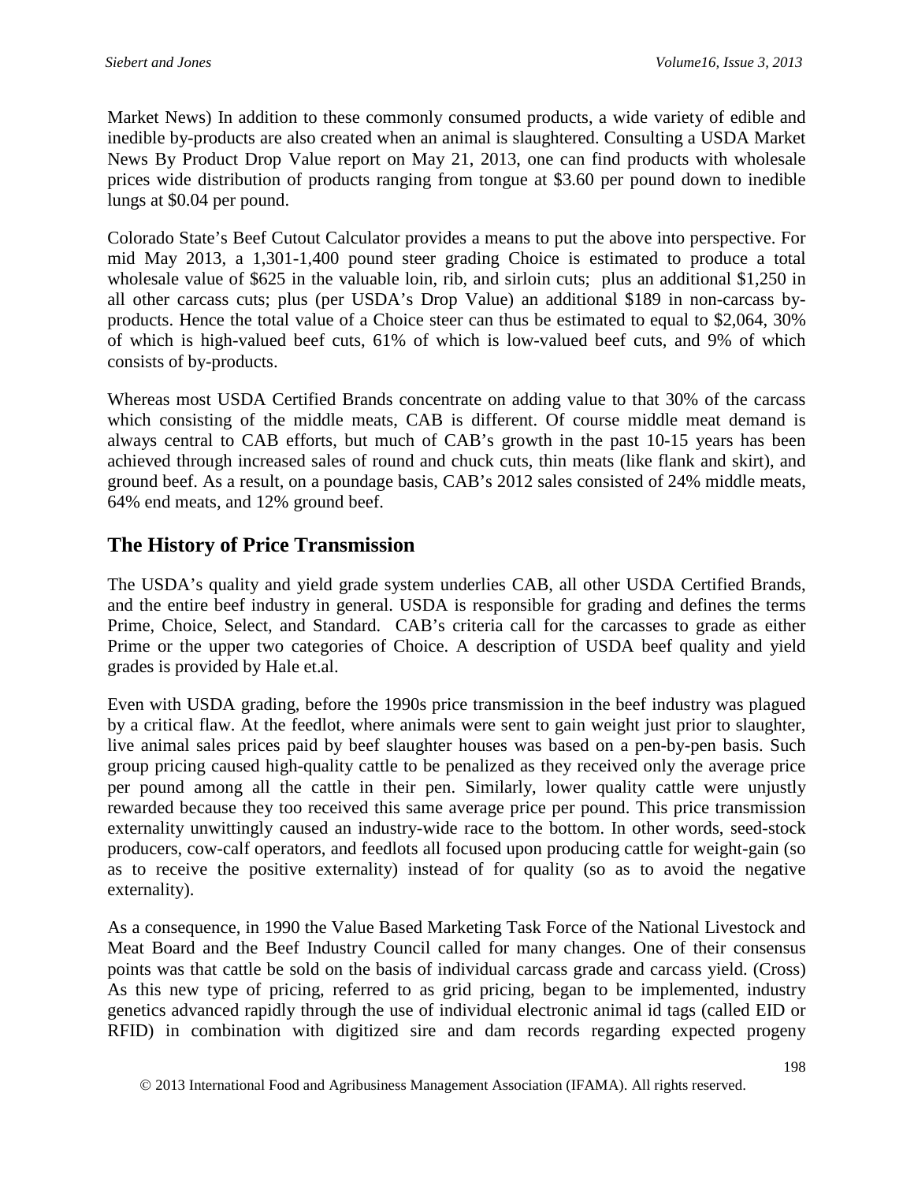Market News) In addition to these commonly consumed products, a wide variety of edible and inedible by-products are also created when an animal is slaughtered. Consulting a USDA Market News By Product Drop Value report on May 21, 2013, one can find products with wholesale prices wide distribution of products ranging from tongue at $3.60 per pound down to inedible lungs at $0.04 per pound.

Colorado State's Beef Cutout Calculator provides a means to put the above into perspective. For mid May 2013, a 1,301-1,400 pound steer grading Choice is estimated to produce a total wholesale value of $625 in the valuable loin, rib, and sirloin cuts; plus an additional $1,250 in all other carcass cuts; plus (per USDA's Drop Value) an additional $189 in non-carcass by-products. Hence the total value of a Choice steer can thus be estimated to equal to $2,064, 30% of which is high-valued beef cuts, 61% of which is low-valued beef cuts, and 9% of which consists of by-products.

Whereas most USDA Certified Brands concentrate on adding value to that 30% of the carcass which consisting of the middle meats, CAB is different. Of course middle meat demand is always central to CAB efforts, but much of CAB's growth in the past 10-15 years has been achieved through increased sales of round and chuck cuts, thin meats (like flank and skirt), and ground beef. As a result, on a poundage basis, CAB's 2012 sales consisted of 24% middle meats, 64% end meats, and 12% ground beef.

## The History of Price Transmission

The USDA's quality and yield grade system underlies CAB, all other USDA Certified Brands, and the entire beef industry in general. USDA is responsible for grading and defines the terms Prime, Choice, Select, and Standard. CAB's criteria call for the carcasses to grade as either Prime or the upper two categories of Choice. A description of USDA beef quality and yield grades is provided by Hale et.al.

Even with USDA grading, before the 1990s price transmission in the beef industry was plagued by a critical flaw. At the feedlot, where animals were sent to gain weight just prior to slaughter, live animal sales prices paid by beef slaughter houses was based on a pen-by-pen basis. Such group pricing caused high-quality cattle to be penalized as they received only the average price per pound among all the cattle in their pen. Similarly, lower quality cattle were unjustly rewarded because they too received this same average price per pound. This price transmission externality unwittingly caused an industry-wide race to the bottom. In other words, seed-stock producers, cow-calf operators, and feedlots all focused upon producing cattle for weight-gain (so as to receive the positive externality) instead of for quality (so as to avoid the negative externality).

As a consequence, in 1990 the Value Based Marketing Task Force of the National Livestock and Meat Board and the Beef Industry Council called for many changes. One of their consensus points was that cattle be sold on the basis of individual carcass grade and carcass yield. (Cross) As this new type of pricing, referred to as grid pricing, began to be implemented, industry genetics advanced rapidly through the use of individual electronic animal id tags (called EID or RFID) in combination with digitized sire and dam records regarding expected progeny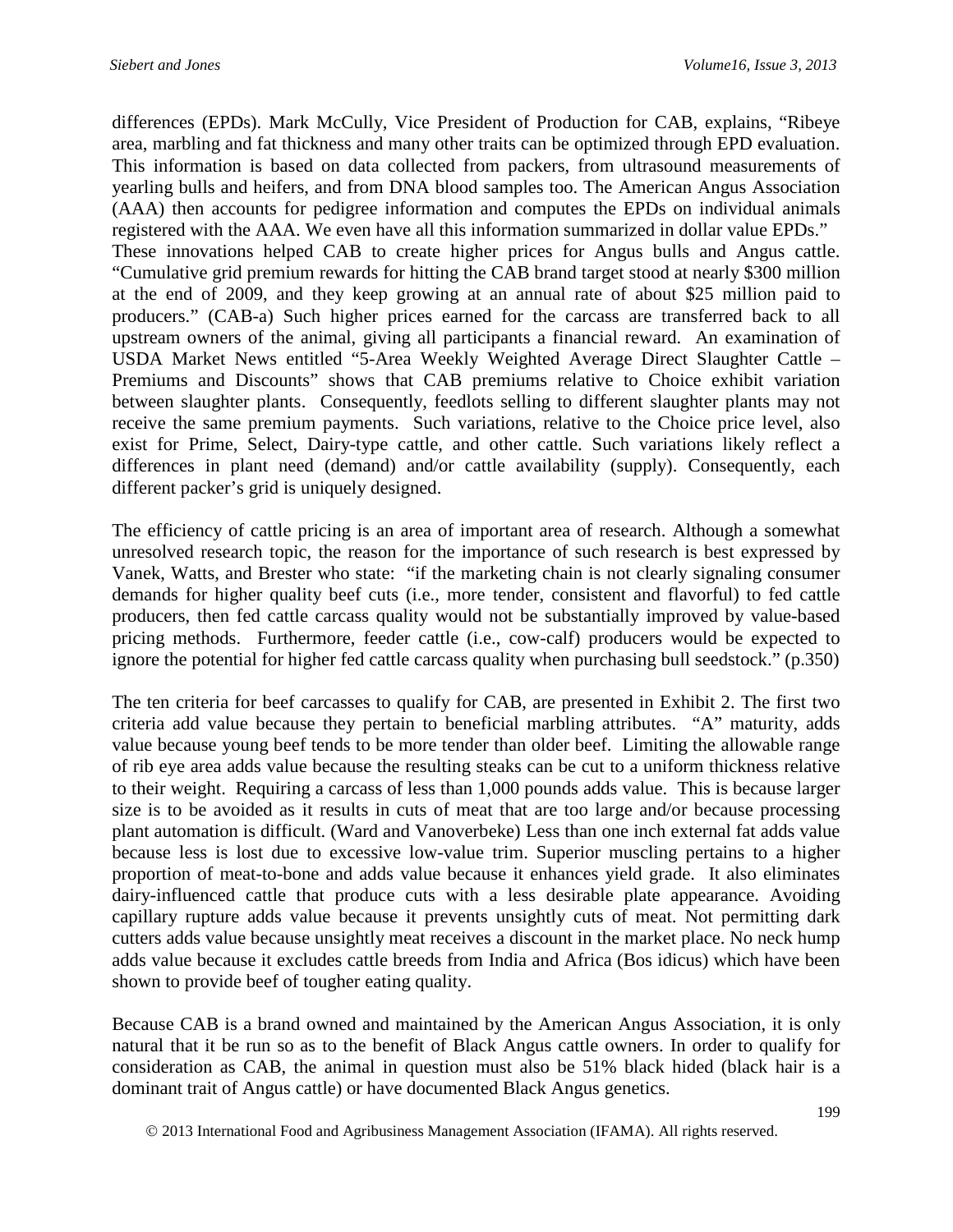differences (EPDs). Mark McCully, Vice President of Production for CAB, explains, "Ribeye area, marbling and fat thickness and many other traits can be optimized through EPD evaluation. This information is based on data collected from packers, from ultrasound measurements of yearling bulls and heifers, and from DNA blood samples too. The American Angus Association (AAA) then accounts for pedigree information and computes the EPDs on individual animals registered with the AAA. We even have all this information summarized in dollar value EPDs."

These innovations helped CAB to create higher prices for Angus bulls and Angus cattle. "Cumulative grid premium rewards for hitting the CAB brand target stood at nearly $300 million at the end of 2009, and they keep growing at an annual rate of about $25 million paid to producers." (CAB-a) Such higher prices earned for the carcass are transferred back to all upstream owners of the animal, giving all participants a financial reward. An examination of USDA Market News entitled "5-Area Weekly Weighted Average Direct Slaughter Cattle – Premiums and Discounts" shows that CAB premiums relative to Choice exhibit variation between slaughter plants. Consequently, feedlots selling to different slaughter plants may not receive the same premium payments. Such variations, relative to the Choice price level, also exist for Prime, Select, Dairy-type cattle, and other cattle. Such variations likely reflect a differences in plant need (demand) and/or cattle availability (supply). Consequently, each different packer's grid is uniquely designed.

The efficiency of cattle pricing is an area of important area of research. Although a somewhat unresolved research topic, the reason for the importance of such research is best expressed by Vanek, Watts, and Brester who state: "if the marketing chain is not clearly signaling consumer demands for higher quality beef cuts (i.e., more tender, consistent and flavorful) to fed cattle producers, then fed cattle carcass quality would not be substantially improved by value-based pricing methods. Furthermore, feeder cattle (i.e., cow-calf) producers would be expected to ignore the potential for higher fed cattle carcass quality when purchasing bull seedstock." (p.350)

The ten criteria for beef carcasses to qualify for CAB, are presented in Exhibit 2. The first two criteria add value because they pertain to beneficial marbling attributes. "A" maturity, adds value because young beef tends to be more tender than older beef. Limiting the allowable range of rib eye area adds value because the resulting steaks can be cut to a uniform thickness relative to their weight. Requiring a carcass of less than 1,000 pounds adds value. This is because larger size is to be avoided as it results in cuts of meat that are too large and/or because processing plant automation is difficult. (Ward and Vanoverbeke) Less than one inch external fat adds value because less is lost due to excessive low-value trim. Superior muscling pertains to a higher proportion of meat-to-bone and adds value because it enhances yield grade. It also eliminates dairy-influenced cattle that produce cuts with a less desirable plate appearance. Avoiding capillary rupture adds value because it prevents unsightly cuts of meat. Not permitting dark cutters adds value because unsightly meat receives a discount in the market place. No neck hump adds value because it excludes cattle breeds from India and Africa (Bos idicus) which have been shown to provide beef of tougher eating quality.

Because CAB is a brand owned and maintained by the American Angus Association, it is only natural that it be run so as to the benefit of Black Angus cattle owners. In order to qualify for consideration as CAB, the animal in question must also be 51% black hided (black hair is a dominant trait of Angus cattle) or have documented Black Angus genetics.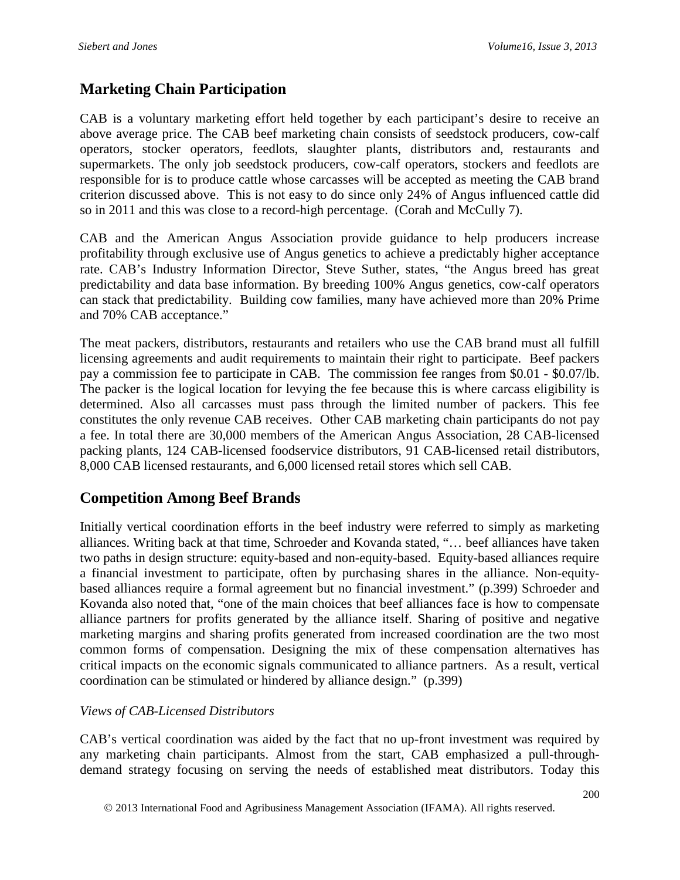## Marketing Chain Participation

CAB is a voluntary marketing effort held together by each participant's desire to receive an above average price. The CAB beef marketing chain consists of seedstock producers, cow-calf operators, stocker operators, feedlots, slaughter plants, distributors and, restaurants and supermarkets. The only job seedstock producers, cow-calf operators, stockers and feedlots are responsible for is to produce cattle whose carcasses will be accepted as meeting the CAB brand criterion discussed above. This is not easy to do since only 24% of Angus influenced cattle did so in 2011 and this was close to a record-high percentage. (Corah and McCully 7).

CAB and the American Angus Association provide guidance to help producers increase profitability through exclusive use of Angus genetics to achieve a predictably higher acceptance rate. CAB's Industry Information Director, Steve Suther, states, "the Angus breed has great predictability and data base information. By breeding 100% Angus genetics, cow-calf operators can stack that predictability. Building cow families, many have achieved more than 20% Prime and 70% CAB acceptance."

The meat packers, distributors, restaurants and retailers who use the CAB brand must all fulfill licensing agreements and audit requirements to maintain their right to participate. Beef packers pay a commission fee to participate in CAB. The commission fee ranges from \$0.01 - \$0.07/lb. The packer is the logical location for levying the fee because this is where carcass eligibility is determined. Also all carcasses must pass through the limited number of packers. This fee constitutes the only revenue CAB receives. Other CAB marketing chain participants do not pay a fee. In total there are 30,000 members of the American Angus Association, 28 CAB-licensed packing plants, 124 CAB-licensed foodservice distributors, 91 CAB-licensed retail distributors, 8,000 CAB licensed restaurants, and 6,000 licensed retail stores which sell CAB.

## Competition Among Beef Brands

Initially vertical coordination efforts in the beef industry were referred to simply as marketing alliances. Writing back at that time, Schroeder and Kovanda stated, "… beef alliances have taken two paths in design structure: equity-based and non-equity-based. Equity-based alliances require a financial investment to participate, often by purchasing shares in the alliance. Non-equity-based alliances require a formal agreement but no financial investment." (p.399) Schroeder and Kovanda also noted that, "one of the main choices that beef alliances face is how to compensate alliance partners for profits generated by the alliance itself. Sharing of positive and negative marketing margins and sharing profits generated from increased coordination are the two most common forms of compensation. Designing the mix of these compensation alternatives has critical impacts on the economic signals communicated to alliance partners. As a result, vertical coordination can be stimulated or hindered by alliance design." (p.399)

*Views of CAB-Licensed Distributors*

CAB's vertical coordination was aided by the fact that no up-front investment was required by any marketing chain participants. Almost from the start, CAB emphasized a pull-through-demand strategy focusing on serving the needs of established meat distributors. Today this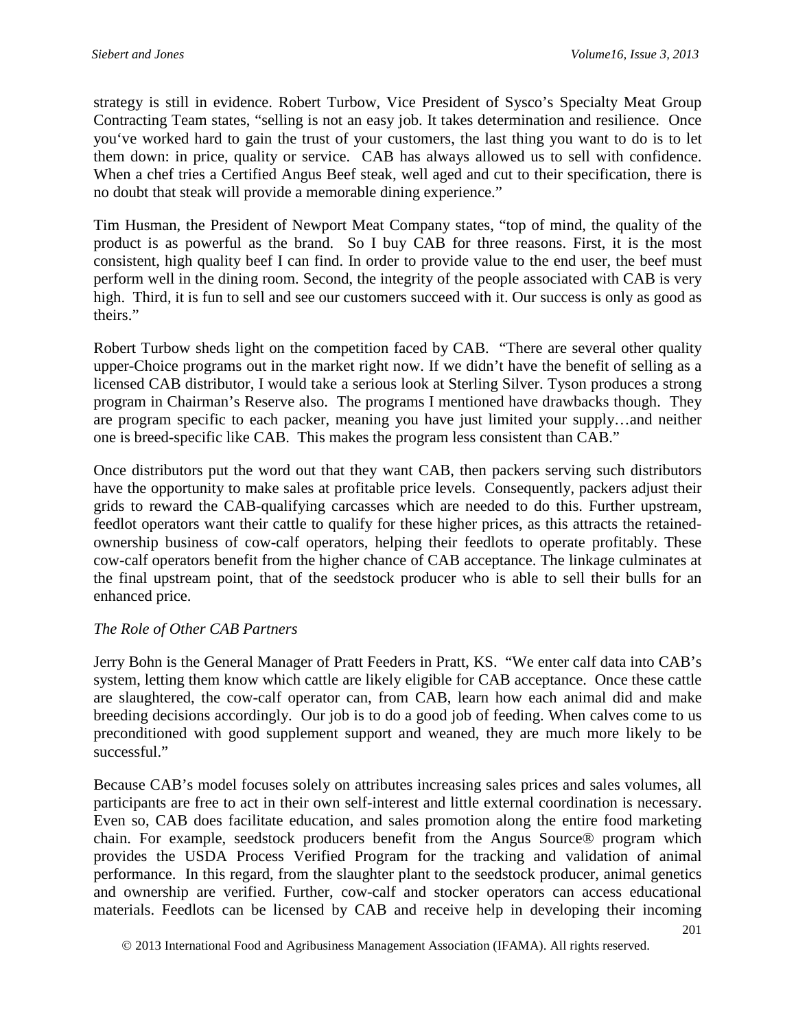strategy is still in evidence. Robert Turbow, Vice President of Sysco's Specialty Meat Group Contracting Team states, "selling is not an easy job. It takes determination and resilience. Once you've worked hard to gain the trust of your customers, the last thing you want to do is to let them down: in price, quality or service. CAB has always allowed us to sell with confidence. When a chef tries a Certified Angus Beef steak, well aged and cut to their specification, there is no doubt that steak will provide a memorable dining experience."

Tim Husman, the President of Newport Meat Company states, "top of mind, the quality of the product is as powerful as the brand. So I buy CAB for three reasons. First, it is the most consistent, high quality beef I can find. In order to provide value to the end user, the beef must perform well in the dining room. Second, the integrity of the people associated with CAB is very high. Third, it is fun to sell and see our customers succeed with it. Our success is only as good as theirs."

Robert Turbow sheds light on the competition faced by CAB. "There are several other quality upper-Choice programs out in the market right now. If we didn't have the benefit of selling as a licensed CAB distributor, I would take a serious look at Sterling Silver. Tyson produces a strong program in Chairman's Reserve also. The programs I mentioned have drawbacks though. They are program specific to each packer, meaning you have just limited your supply…and neither one is breed-specific like CAB. This makes the program less consistent than CAB."

Once distributors put the word out that they want CAB, then packers serving such distributors have the opportunity to make sales at profitable price levels. Consequently, packers adjust their grids to reward the CAB-qualifying carcasses which are needed to do this. Further upstream, feedlot operators want their cattle to qualify for these higher prices, as this attracts the retained-ownership business of cow-calf operators, helping their feedlots to operate profitably. These cow-calf operators benefit from the higher chance of CAB acceptance. The linkage culminates at the final upstream point, that of the seedstock producer who is able to sell their bulls for an enhanced price.

*The Role of Other CAB Partners*

Jerry Bohn is the General Manager of Pratt Feeders in Pratt, KS. "We enter calf data into CAB's system, letting them know which cattle are likely eligible for CAB acceptance. Once these cattle are slaughtered, the cow-calf operator can, from CAB, learn how each animal did and make breeding decisions accordingly. Our job is to do a good job of feeding. When calves come to us preconditioned with good supplement support and weaned, they are much more likely to be successful."

Because CAB's model focuses solely on attributes increasing sales prices and sales volumes, all participants are free to act in their own self-interest and little external coordination is necessary. Even so, CAB does facilitate education, and sales promotion along the entire food marketing chain. For example, seedstock producers benefit from the Angus Source® program which provides the USDA Process Verified Program for the tracking and validation of animal performance. In this regard, from the slaughter plant to the seedstock producer, animal genetics and ownership are verified. Further, cow-calf and stocker operators can access educational materials. Feedlots can be licensed by CAB and receive help in developing their incoming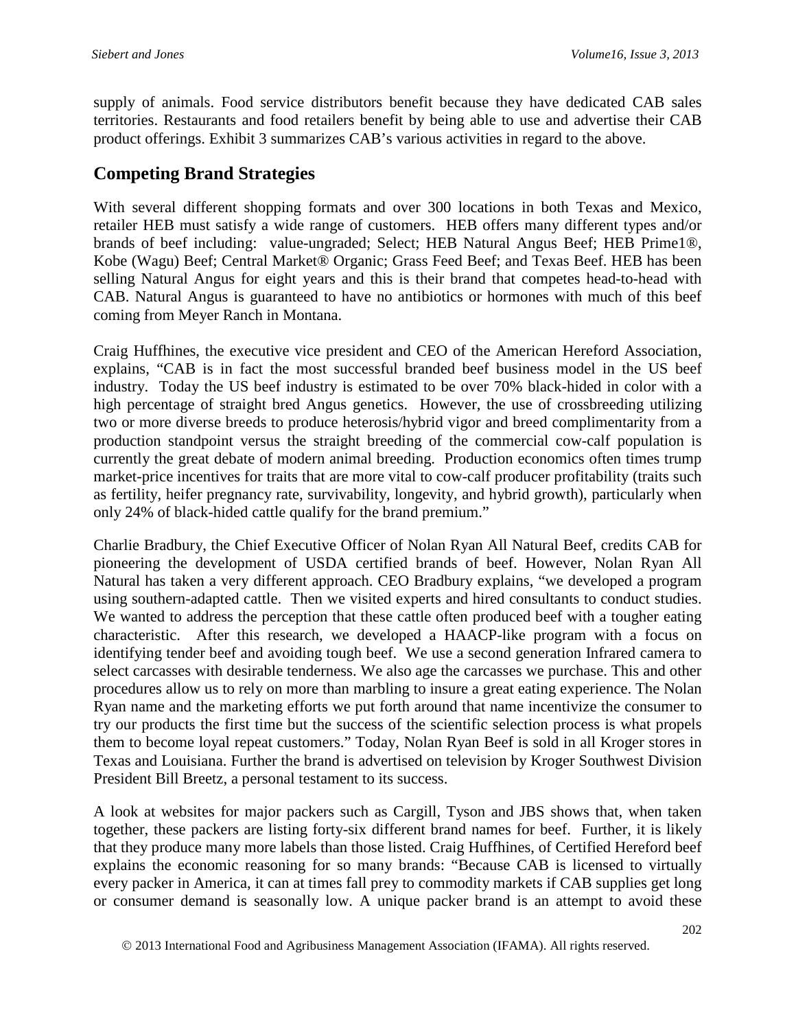supply of animals. Food service distributors benefit because they have dedicated CAB sales territories. Restaurants and food retailers benefit by being able to use and advertise their CAB product offerings. Exhibit 3 summarizes CAB's various activities in regard to the above.

## Competing Brand Strategies

With several different shopping formats and over 300 locations in both Texas and Mexico, retailer HEB must satisfy a wide range of customers. HEB offers many different types and/or brands of beef including: value-ungraded; Select; HEB Natural Angus Beef; HEB Prime1®, Kobe (Wagu) Beef; Central Market® Organic; Grass Feed Beef; and Texas Beef. HEB has been selling Natural Angus for eight years and this is their brand that competes head-to-head with CAB. Natural Angus is guaranteed to have no antibiotics or hormones with much of this beef coming from Meyer Ranch in Montana.

Craig Huffhines, the executive vice president and CEO of the American Hereford Association, explains, "CAB is in fact the most successful branded beef business model in the US beef industry. Today the US beef industry is estimated to be over 70% black-hided in color with a high percentage of straight bred Angus genetics. However, the use of crossbreeding utilizing two or more diverse breeds to produce heterosis/hybrid vigor and breed complimentarity from a production standpoint versus the straight breeding of the commercial cow-calf population is currently the great debate of modern animal breeding. Production economics often times trump market-price incentives for traits that are more vital to cow-calf producer profitability (traits such as fertility, heifer pregnancy rate, survivability, longevity, and hybrid growth), particularly when only 24% of black-hided cattle qualify for the brand premium."

Charlie Bradbury, the Chief Executive Officer of Nolan Ryan All Natural Beef, credits CAB for pioneering the development of USDA certified brands of beef. However, Nolan Ryan All Natural has taken a very different approach. CEO Bradbury explains, "we developed a program using southern-adapted cattle. Then we visited experts and hired consultants to conduct studies. We wanted to address the perception that these cattle often produced beef with a tougher eating characteristic. After this research, we developed a HAACP-like program with a focus on identifying tender beef and avoiding tough beef. We use a second generation Infrared camera to select carcasses with desirable tenderness. We also age the carcasses we purchase. This and other procedures allow us to rely on more than marbling to insure a great eating experience. The Nolan Ryan name and the marketing efforts we put forth around that name incentivize the consumer to try our products the first time but the success of the scientific selection process is what propels them to become loyal repeat customers." Today, Nolan Ryan Beef is sold in all Kroger stores in Texas and Louisiana. Further the brand is advertised on television by Kroger Southwest Division President Bill Breetz, a personal testament to its success.

A look at websites for major packers such as Cargill, Tyson and JBS shows that, when taken together, these packers are listing forty-six different brand names for beef. Further, it is likely that they produce many more labels than those listed. Craig Huffhines, of Certified Hereford beef explains the economic reasoning for so many brands: "Because CAB is licensed to virtually every packer in America, it can at times fall prey to commodity markets if CAB supplies get long or consumer demand is seasonally low. A unique packer brand is an attempt to avoid these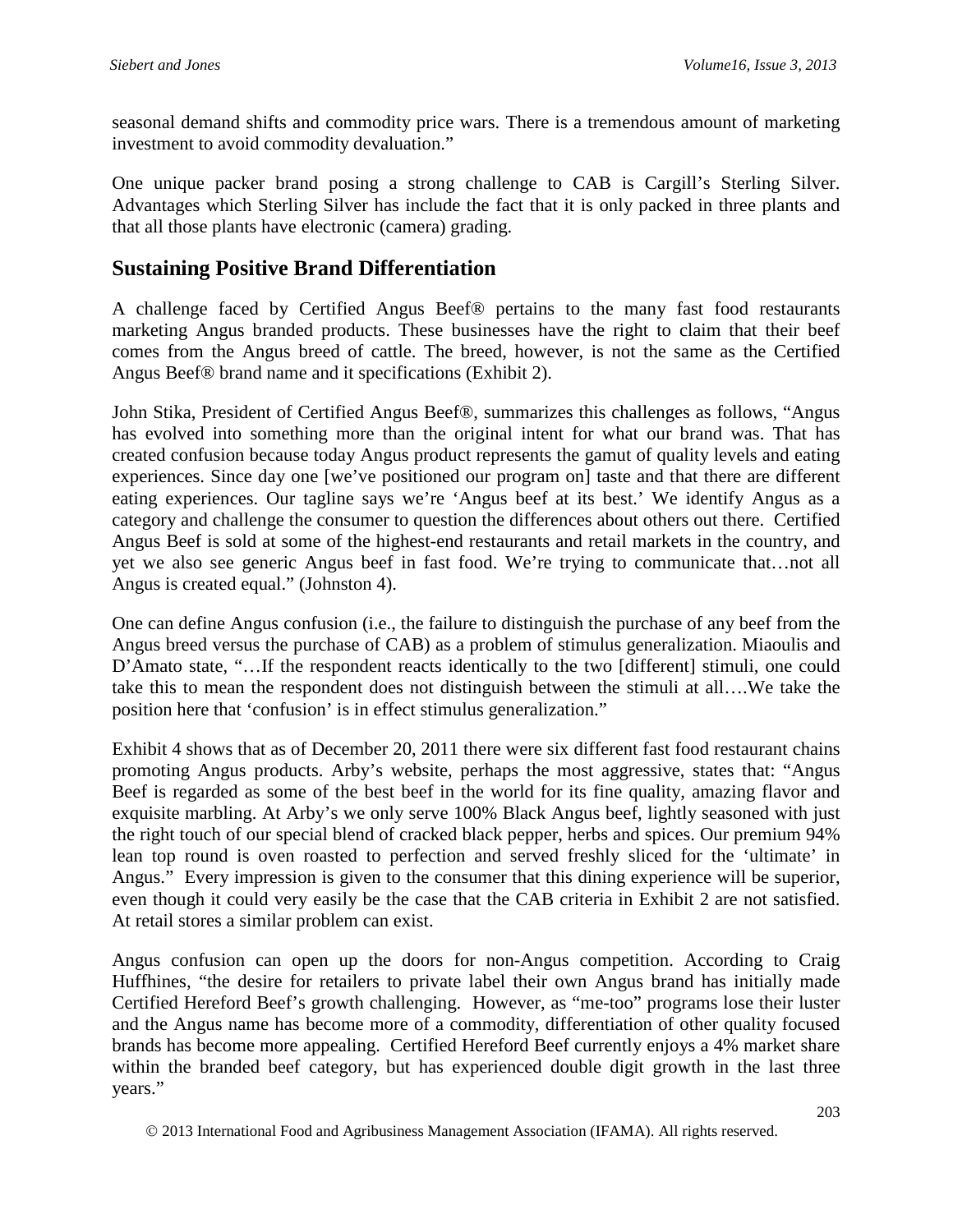seasonal demand shifts and commodity price wars. There is a tremendous amount of marketing investment to avoid commodity devaluation."

One unique packer brand posing a strong challenge to CAB is Cargill's Sterling Silver. Advantages which Sterling Silver has include the fact that it is only packed in three plants and that all those plants have electronic (camera) grading.

## Sustaining Positive Brand Differentiation

A challenge faced by Certified Angus Beef® pertains to the many fast food restaurants marketing Angus branded products. These businesses have the right to claim that their beef comes from the Angus breed of cattle. The breed, however, is not the same as the Certified Angus Beef® brand name and it specifications (Exhibit 2).

John Stika, President of Certified Angus Beef®, summarizes this challenges as follows, "Angus has evolved into something more than the original intent for what our brand was. That has created confusion because today Angus product represents the gamut of quality levels and eating experiences. Since day one [we've positioned our program on] taste and that there are different eating experiences. Our tagline says we're 'Angus beef at its best.' We identify Angus as a category and challenge the consumer to question the differences about others out there. Certified Angus Beef is sold at some of the highest-end restaurants and retail markets in the country, and yet we also see generic Angus beef in fast food. We're trying to communicate that…not all Angus is created equal." (Johnston 4).

One can define Angus confusion (i.e., the failure to distinguish the purchase of any beef from the Angus breed versus the purchase of CAB) as a problem of stimulus generalization. Miaoulis and D'Amato state, "…If the respondent reacts identically to the two [different] stimuli, one could take this to mean the respondent does not distinguish between the stimuli at all….We take the position here that 'confusion' is in effect stimulus generalization."

Exhibit 4 shows that as of December 20, 2011 there were six different fast food restaurant chains promoting Angus products. Arby's website, perhaps the most aggressive, states that: "Angus Beef is regarded as some of the best beef in the world for its fine quality, amazing flavor and exquisite marbling. At Arby's we only serve 100% Black Angus beef, lightly seasoned with just the right touch of our special blend of cracked black pepper, herbs and spices. Our premium 94% lean top round is oven roasted to perfection and served freshly sliced for the 'ultimate' in Angus." Every impression is given to the consumer that this dining experience will be superior, even though it could very easily be the case that the CAB criteria in Exhibit 2 are not satisfied. At retail stores a similar problem can exist.

Angus confusion can open up the doors for non-Angus competition. According to Craig Huffhines, "the desire for retailers to private label their own Angus brand has initially made Certified Hereford Beef's growth challenging. However, as "me-too" programs lose their luster and the Angus name has become more of a commodity, differentiation of other quality focused brands has become more appealing. Certified Hereford Beef currently enjoys a 4% market share within the branded beef category, but has experienced double digit growth in the last three years."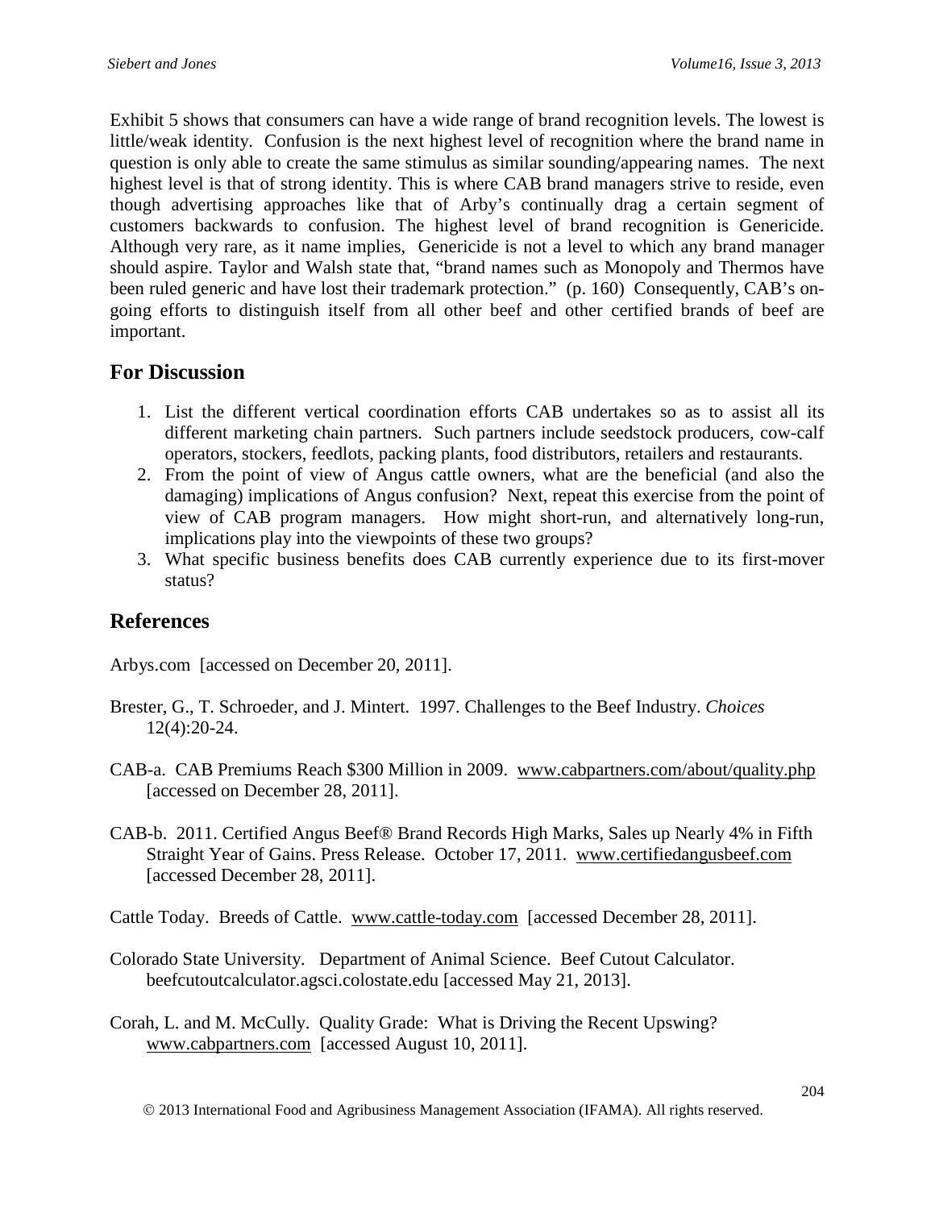Exhibit 5 shows that consumers can have a wide range of brand recognition levels. The lowest is little/weak identity. Confusion is the next highest level of recognition where the brand name in question is only able to create the same stimulus as similar sounding/appearing names. The next highest level is that of strong identity. This is where CAB brand managers strive to reside, even though advertising approaches like that of Arby's continually drag a certain segment of customers backwards to confusion. The highest level of brand recognition is Genericide. Although very rare, as it name implies, Genericide is not a level to which any brand manager should aspire. Taylor and Walsh state that, "brand names such as Monopoly and Thermos have been ruled generic and have lost their trademark protection." (p. 160) Consequently, CAB's on-going efforts to distinguish itself from all other beef and other certified brands of beef are important.

## For Discussion

1. List the different vertical coordination efforts CAB undertakes so as to assist all its different marketing chain partners. Such partners include seedstock producers, cow-calf operators, stockers, feedlots, packing plants, food distributors, retailers and restaurants.
2. From the point of view of Angus cattle owners, what are the beneficial (and also the damaging) implications of Angus confusion? Next, repeat this exercise from the point of view of CAB program managers. How might short-run, and alternatively long-run, implications play into the viewpoints of these two groups?
3. What specific business benefits does CAB currently experience due to its first-mover status?

## References

Arbys.com [accessed on December 20, 2011].

Brester, G., T. Schroeder, and J. Mintert. 1997. Challenges to the Beef Industry. *Choices* 12(4):20-24.

CAB-a. CAB Premiums Reach $300 Million in 2009. www.cabpartners.com/about/quality.php [accessed on December 28, 2011].

CAB-b. 2011. Certified Angus Beef® Brand Records High Marks, Sales up Nearly 4% in Fifth Straight Year of Gains. Press Release. October 17, 2011. www.certifiedangusbeef.com [accessed December 28, 2011].

Cattle Today. Breeds of Cattle. www.cattle-today.com [accessed December 28, 2011].

Colorado State University. Department of Animal Science. Beef Cutout Calculator. beefcutoutcalculator.agsci.colostate.edu [accessed May 21, 2013].

Corah, L. and M. McCully. Quality Grade: What is Driving the Recent Upswing? www.cabpartners.com [accessed August 10, 2011].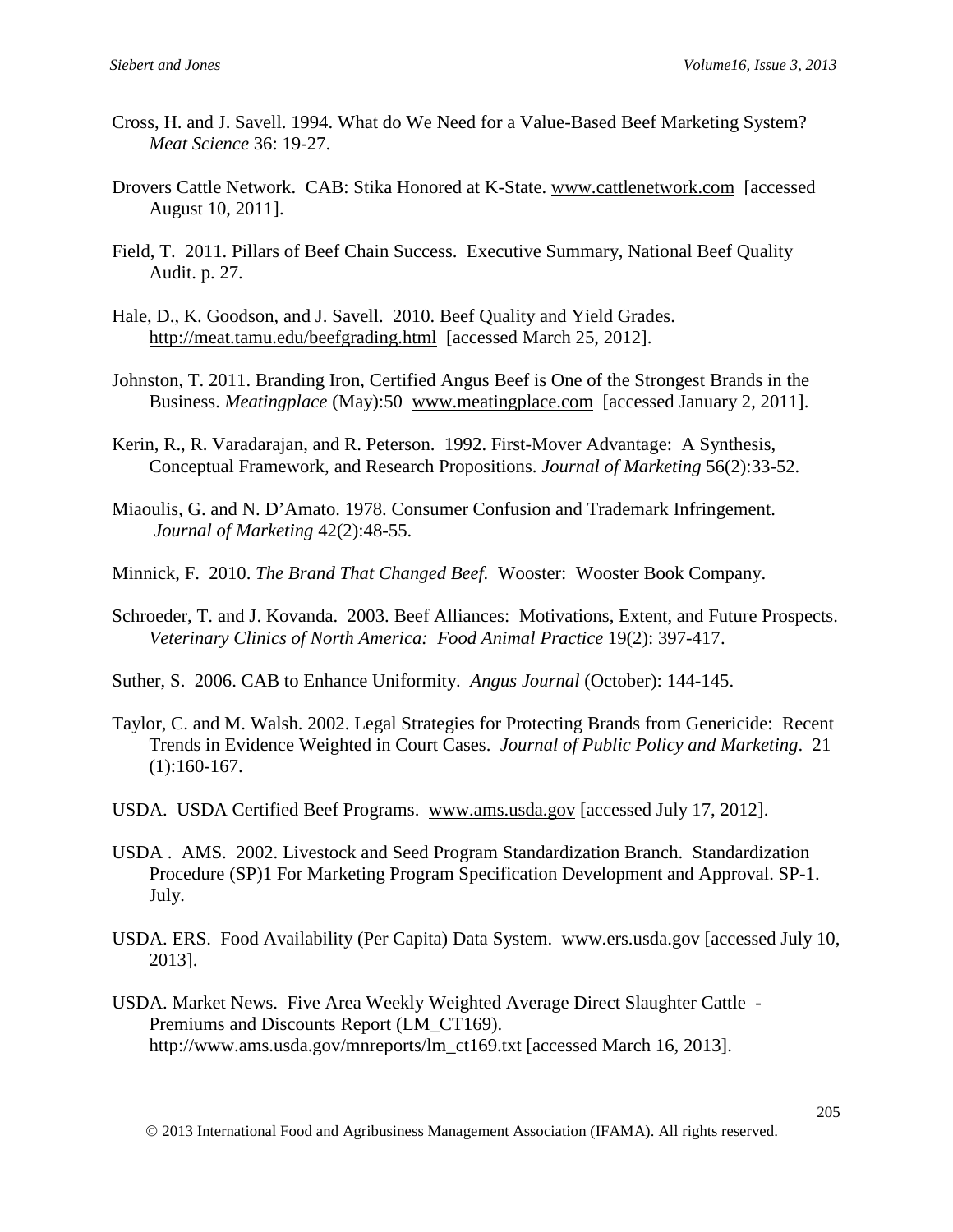Cross, H. and J. Savell. 1994. What do We Need for a Value-Based Beef Marketing System? *Meat Science* 36: 19-27.

Drovers Cattle Network. CAB: Stika Honored at K-State. www.cattlenetwork.com [accessed August 10, 2011].

Field, T. 2011. Pillars of Beef Chain Success. Executive Summary, National Beef Quality Audit. p. 27.

Hale, D., K. Goodson, and J. Savell. 2010. Beef Quality and Yield Grades. http://meat.tamu.edu/beefgrading.html [accessed March 25, 2012].

Johnston, T. 2011. Branding Iron, Certified Angus Beef is One of the Strongest Brands in the Business. *Meatingplace* (May):50 www.meatingplace.com [accessed January 2, 2011].

Kerin, R., R. Varadarajan, and R. Peterson. 1992. First-Mover Advantage: A Synthesis, Conceptual Framework, and Research Propositions. *Journal of Marketing* 56(2):33-52.

Miaoulis, G. and N. D'Amato. 1978. Consumer Confusion and Trademark Infringement. *Journal of Marketing* 42(2):48-55.

Minnick, F. 2010. *The Brand That Changed Beef.* Wooster: Wooster Book Company.

Schroeder, T. and J. Kovanda. 2003. Beef Alliances: Motivations, Extent, and Future Prospects. *Veterinary Clinics of North America: Food Animal Practice* 19(2): 397-417.

Suther, S. 2006. CAB to Enhance Uniformity. *Angus Journal* (October): 144-145.

Taylor, C. and M. Walsh. 2002. Legal Strategies for Protecting Brands from Genericide: Recent Trends in Evidence Weighted in Court Cases. *Journal of Public Policy and Marketing*. 21 (1):160-167.

USDA. USDA Certified Beef Programs. www.ams.usda.gov [accessed July 17, 2012].

USDA . AMS. 2002. Livestock and Seed Program Standardization Branch. Standardization Procedure (SP)1 For Marketing Program Specification Development and Approval. SP-1. July.

USDA. ERS. Food Availability (Per Capita) Data System. www.ers.usda.gov [accessed July 10, 2013].

USDA. Market News. Five Area Weekly Weighted Average Direct Slaughter Cattle - Premiums and Discounts Report (LM_CT169). http://www.ams.usda.gov/mnreports/lm_ct169.txt [accessed March 16, 2013].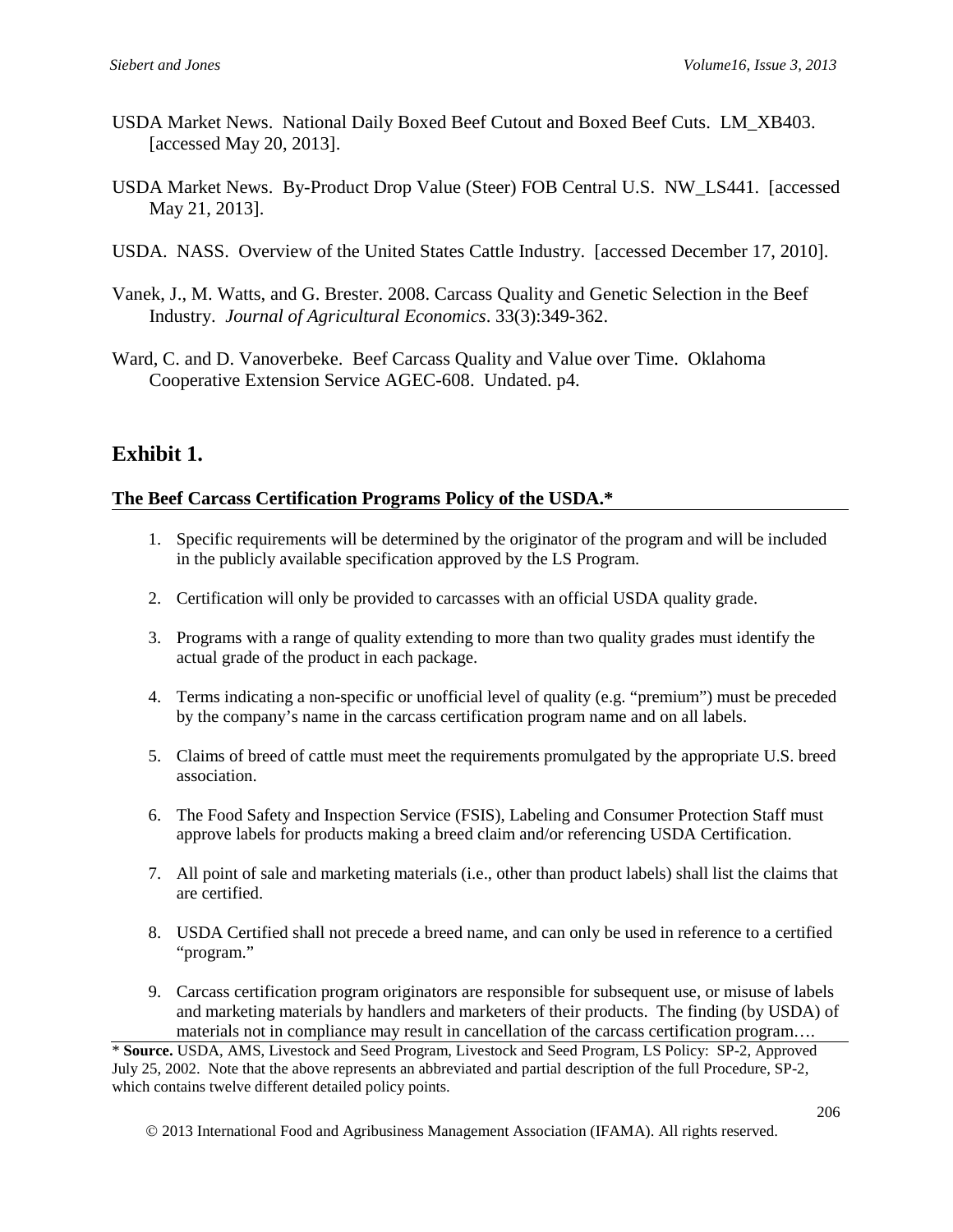USDA Market News. National Daily Boxed Beef Cutout and Boxed Beef Cuts. LM_XB403. [accessed May 20, 2013].

USDA Market News. By-Product Drop Value (Steer) FOB Central U.S. NW_LS441. [accessed May 21, 2013].

USDA. NASS. Overview of the United States Cattle Industry. [accessed December 17, 2010].

Vanek, J., M. Watts, and G. Brester. 2008. Carcass Quality and Genetic Selection in the Beef Industry. *Journal of Agricultural Economics*. 33(3):349-362.

Ward, C. and D. Vanoverbeke. Beef Carcass Quality and Value over Time. Oklahoma Cooperative Extension Service AGEC-608. Undated. p4.

## Exhibit 1.

**The Beef Carcass Certification Programs Policy of the USDA.***

1. Specific requirements will be determined by the originator of the program and will be included in the publicly available specification approved by the LS Program.
2. Certification will only be provided to carcasses with an official USDA quality grade.
3. Programs with a range of quality extending to more than two quality grades must identify the actual grade of the product in each package.
4. Terms indicating a non-specific or unofficial level of quality (e.g. "premium") must be preceded by the company's name in the carcass certification program name and on all labels.
5. Claims of breed of cattle must meet the requirements promulgated by the appropriate U.S. breed association.
6. The Food Safety and Inspection Service (FSIS), Labeling and Consumer Protection Staff must approve labels for products making a breed claim and/or referencing USDA Certification.
7. All point of sale and marketing materials (i.e., other than product labels) shall list the claims that are certified.
8. USDA Certified shall not precede a breed name, and can only be used in reference to a certified "program."
9. Carcass certification program originators are responsible for subsequent use, or misuse of labels and marketing materials by handlers and marketers of their products. The finding (by USDA) of materials not in compliance may result in cancellation of the carcass certification program….

\* **Source.** USDA, AMS, Livestock and Seed Program, Livestock and Seed Program, LS Policy: SP-2, Approved July 25, 2002. Note that the above represents an abbreviated and partial description of the full Procedure, SP-2, which contains twelve different detailed policy points.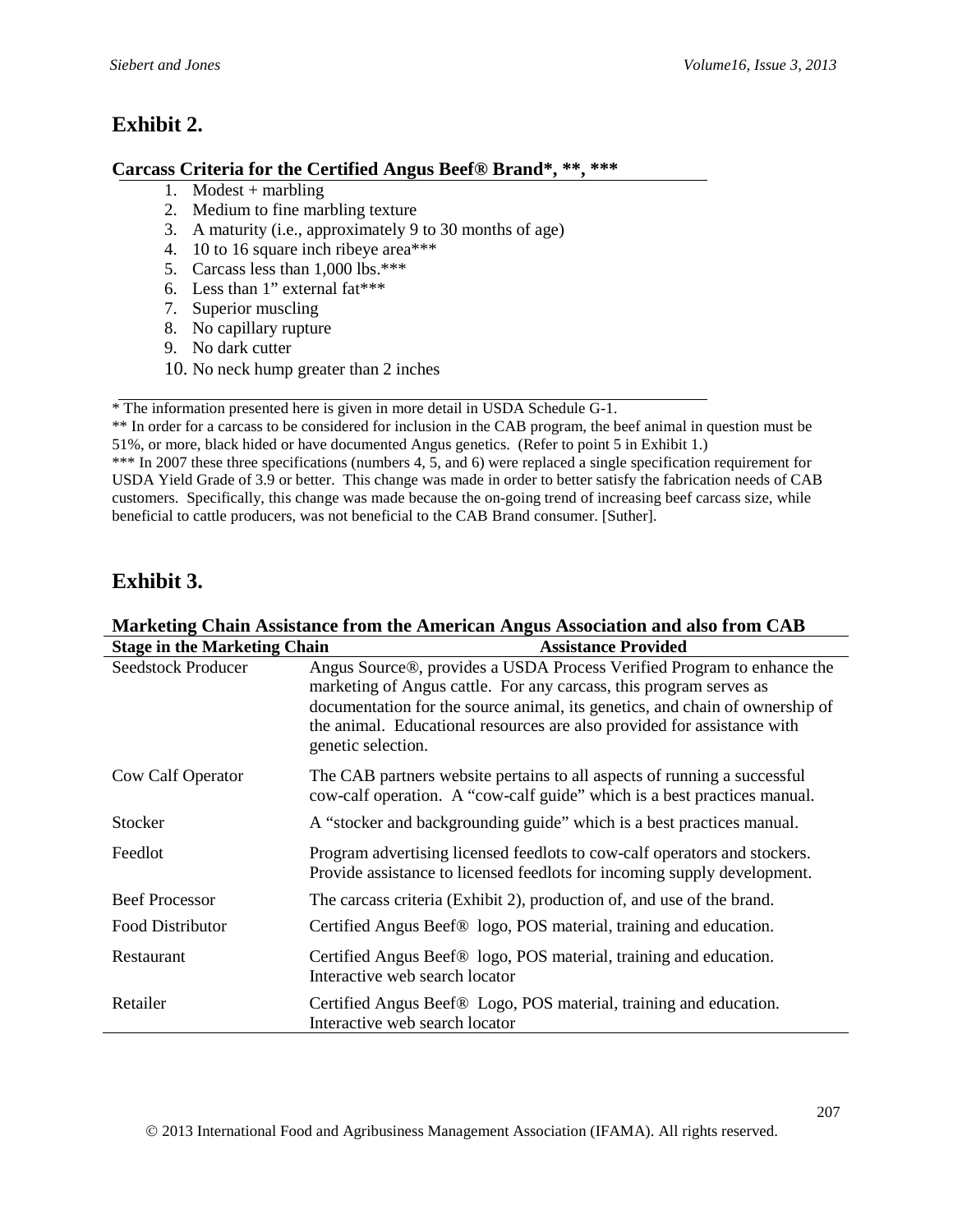## Exhibit 2.

**Carcass Criteria for the Certified Angus Beef® Brand*, **, *****

1. Modest + marbling
2. Medium to fine marbling texture
3. A maturity (i.e., approximately 9 to 30 months of age)
4. 10 to 16 square inch ribeye area***
5. Carcass less than 1,000 lbs.***
6. Less than 1" external fat***
7. Superior muscling
8. No capillary rupture
9. No dark cutter
10. No neck hump greater than 2 inches

* The information presented here is given in more detail in USDA Schedule G-1.

** In order for a carcass to be considered for inclusion in the CAB program, the beef animal in question must be 51%, or more, black hided or have documented Angus genetics. (Refer to point 5 in Exhibit 1.)

*** In 2007 these three specifications (numbers 4, 5, and 6) were replaced a single specification requirement for USDA Yield Grade of 3.9 or better. This change was made in order to better satisfy the fabrication needs of CAB customers. Specifically, this change was made because the on-going trend of increasing beef carcass size, while beneficial to cattle producers, was not beneficial to the CAB Brand consumer. [Suther].

## Exhibit 3.

**Marketing Chain Assistance from the American Angus Association and also from CAB**

| Stage in the Marketing Chain | Assistance Provided |
|---|---|
| Seedstock Producer | Angus Source®, provides a USDA Process Verified Program to enhance the marketing of Angus cattle. For any carcass, this program serves as documentation for the source animal, its genetics, and chain of ownership of the animal. Educational resources are also provided for assistance with genetic selection. |
| Cow Calf Operator | The CAB partners website pertains to all aspects of running a successful cow-calf operation. A "cow-calf guide" which is a best practices manual. |
| Stocker | A "stocker and backgrounding guide" which is a best practices manual. |
| Feedlot | Program advertising licensed feedlots to cow-calf operators and stockers. Provide assistance to licensed feedlots for incoming supply development. |
| Beef Processor | The carcass criteria (Exhibit 2), production of, and use of the brand. |
| Food Distributor | Certified Angus Beef® logo, POS material, training and education. |
| Restaurant | Certified Angus Beef® logo, POS material, training and education. Interactive web search locator |
| Retailer | Certified Angus Beef® Logo, POS material, training and education. Interactive web search locator |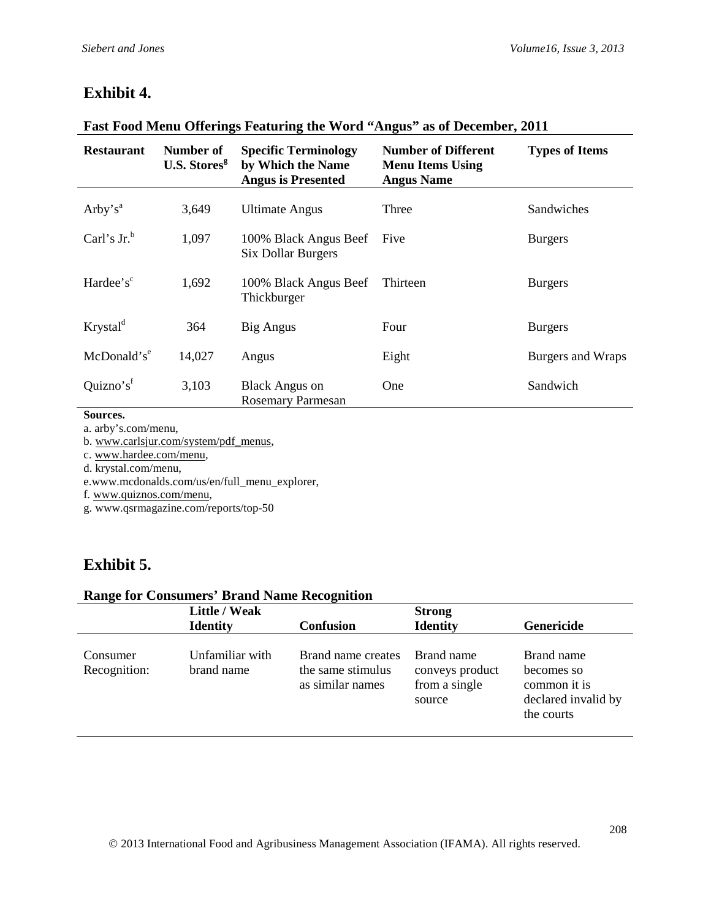## Exhibit 4.

**Fast Food Menu Offerings Featuring the Word "Angus" as of December, 2011**

| Restaurant | Number of U.S. Stores[g] | Specific Terminology by Which the Name Angus is Presented | Number of Different Menu Items Using Angus Name | Types of Items |
|---|---|---|---|---|
| Arby's[a] | 3,649 | Ultimate Angus | Three | Sandwiches |
| Carl's Jr.[b] | 1,097 | 100% Black Angus Beef Six Dollar Burgers | Five | Burgers |
| Hardee's[c] | 1,692 | 100% Black Angus Beef Thickburger | Thirteen | Burgers |
| Krystal[d] | 364 | Big Angus | Four | Burgers |
| McDonald's[e] | 14,027 | Angus | Eight | Burgers and Wraps |
| Quizno's[f] | 3,103 | Black Angus on Rosemary Parmesan | One | Sandwich |

**Sources.**
a. arby's.com/menu,
b. www.carlsjur.com/system/pdf_menus,
c. www.hardee.com/menu,
d. krystal.com/menu,
e.www.mcdonalds.com/us/en/full_menu_explorer,
f. www.quiznos.com/menu,
g. www.qsrmagazine.com/reports/top-50

## Exhibit 5.

**Range for Consumers' Brand Name Recognition**

| | Little / Weak Identity | Confusion | Strong Identity | Genericide |
|---|---|---|---|---|
| Consumer Recognition: | Unfamiliar with brand name | Brand name creates the same stimulus as similar names | Brand name conveys product from a single source | Brand name becomes so common it is declared invalid by the courts |